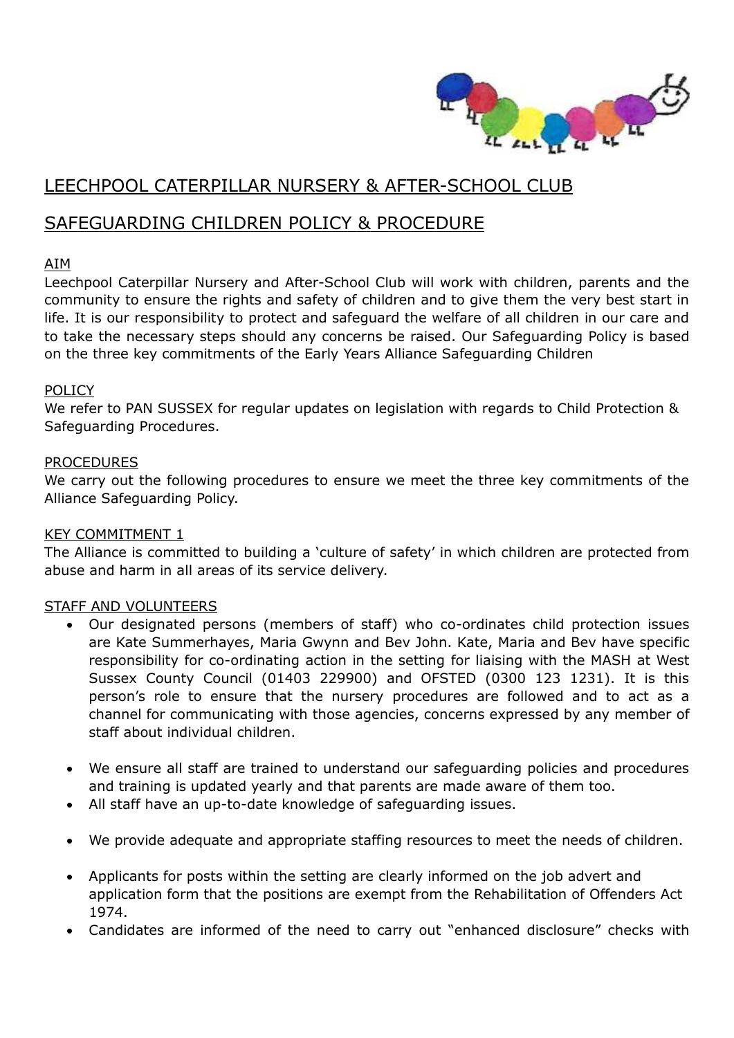# LEECHPOOL CATERPILLAR NURSERY & AFTER-SCHOOL CLUB

## SAFEGUARDING CHILDREN POLICY & PROCEDURE

### AIM

Leechpool Caterpillar Nursery and After-School Club will work with children, parents and the community to ensure the rights and safety of children and to give them the very best start in life. It is our responsibility to protect and safeguard the welfare of all children in our care and to take the necessary steps should any concerns be raised. Our Safeguarding Policy is based on the three key commitments of the Early Years Alliance Safeguarding Children

### POLICY

We refer to PAN SUSSEX for regular updates on legislation with regards to Child Protection & Safeguarding Procedures.

### PROCEDURES

We carry out the following procedures to ensure we meet the three key commitments of the Alliance Safeguarding Policy.

### KEY COMMITMENT 1

The Alliance is committed to building a 'culture of safety' in which children are protected from abuse and harm in all areas of its service delivery.

### STAFF AND VOLUNTEERS

- Our designated persons (members of staff) who co-ordinates child protection issues are Kate Summerhayes, Maria Gwynn and Bev John. Kate, Maria and Bev have specific responsibility for co-ordinating action in the setting for liaising with the MASH at West Sussex County Council (01403 229900) and OFSTED (0300 123 1231). It is this person's role to ensure that the nursery procedures are followed and to act as a channel for communicating with those agencies, concerns expressed by any member of staff about individual children.
- We ensure all staff are trained to understand our safeguarding policies and procedures and training is updated yearly and that parents are made aware of them too.
- All staff have an up-to-date knowledge of safeguarding issues.
- We provide adequate and appropriate staffing resources to meet the needs of children.
- Applicants for posts within the setting are clearly informed on the job advert and application form that the positions are exempt from the Rehabilitation of Offenders Act 1974.
- Candidates are informed of the need to carry out "enhanced disclosure" checks with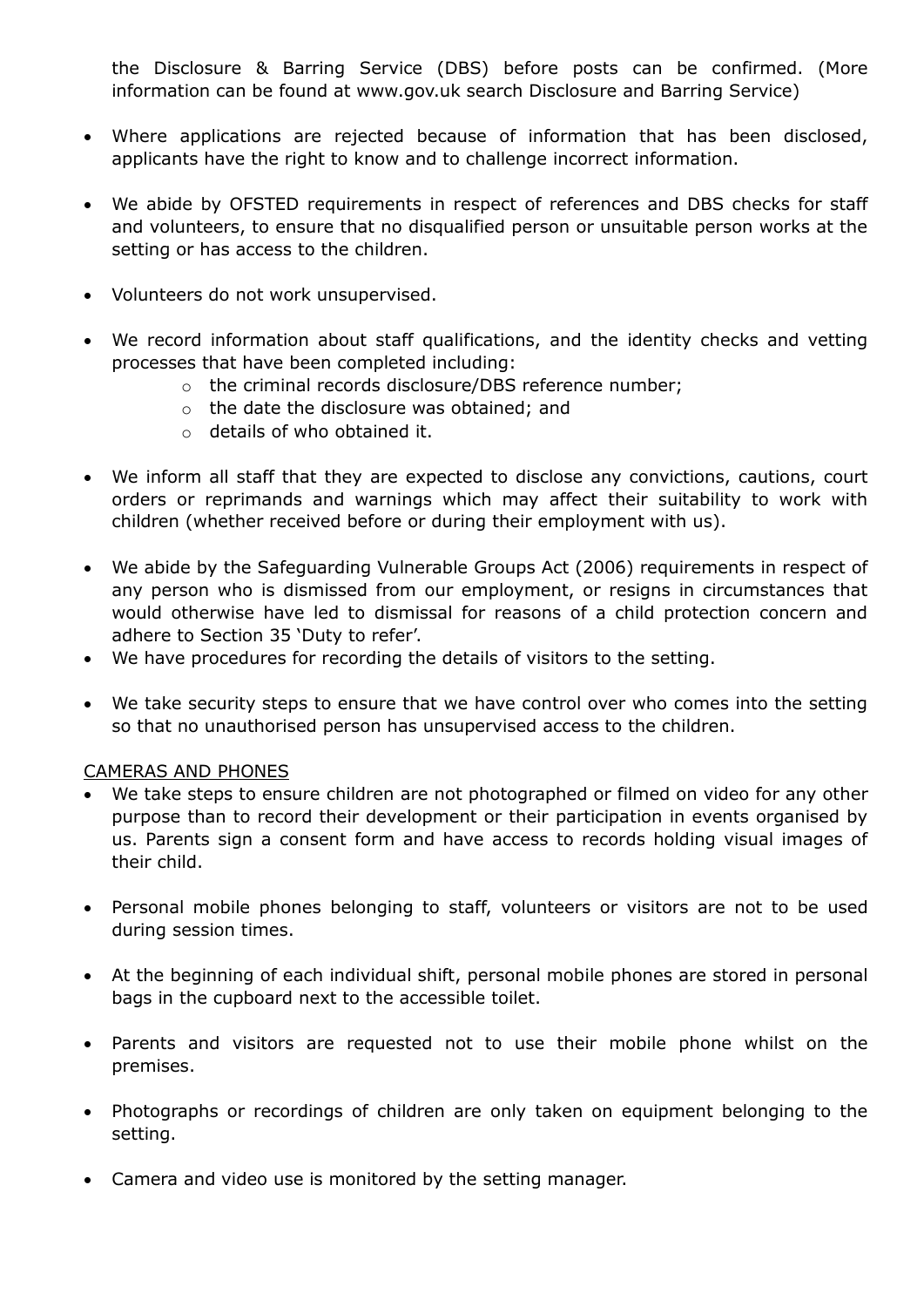the Disclosure & Barring Service (DBS) before posts can be confirmed. (More information can be found at www.gov.uk search Disclosure and Barring Service)

- Where applications are rejected because of information that has been disclosed, applicants have the right to know and to challenge incorrect information.

- We abide by OFSTED requirements in respect of references and DBS checks for staff and volunteers, to ensure that no disqualified person or unsuitable person works at the setting or has access to the children.

- Volunteers do not work unsupervised.

- We record information about staff qualifications, and the identity checks and vetting processes that have been completed including:
    - the criminal records disclosure/DBS reference number;
    - the date the disclosure was obtained; and
    - details of who obtained it.

- We inform all staff that they are expected to disclose any convictions, cautions, court orders or reprimands and warnings which may affect their suitability to work with children (whether received before or during their employment with us).

- We abide by the Safeguarding Vulnerable Groups Act (2006) requirements in respect of any person who is dismissed from our employment, or resigns in circumstances that would otherwise have led to dismissal for reasons of a child protection concern and adhere to Section 35 'Duty to refer'.
- We have procedures for recording the details of visitors to the setting.

- We take security steps to ensure that we have control over who comes into the setting so that no unauthorised person has unsupervised access to the children.

<u>CAMERAS AND PHONES</u>

- We take steps to ensure children are not photographed or filmed on video for any other purpose than to record their development or their participation in events organised by us. Parents sign a consent form and have access to records holding visual images of their child.

- Personal mobile phones belonging to staff, volunteers or visitors are not to be used during session times.

- At the beginning of each individual shift, personal mobile phones are stored in personal bags in the cupboard next to the accessible toilet.

- Parents and visitors are requested not to use their mobile phone whilst on the premises.

- Photographs or recordings of children are only taken on equipment belonging to the setting.

- Camera and video use is monitored by the setting manager.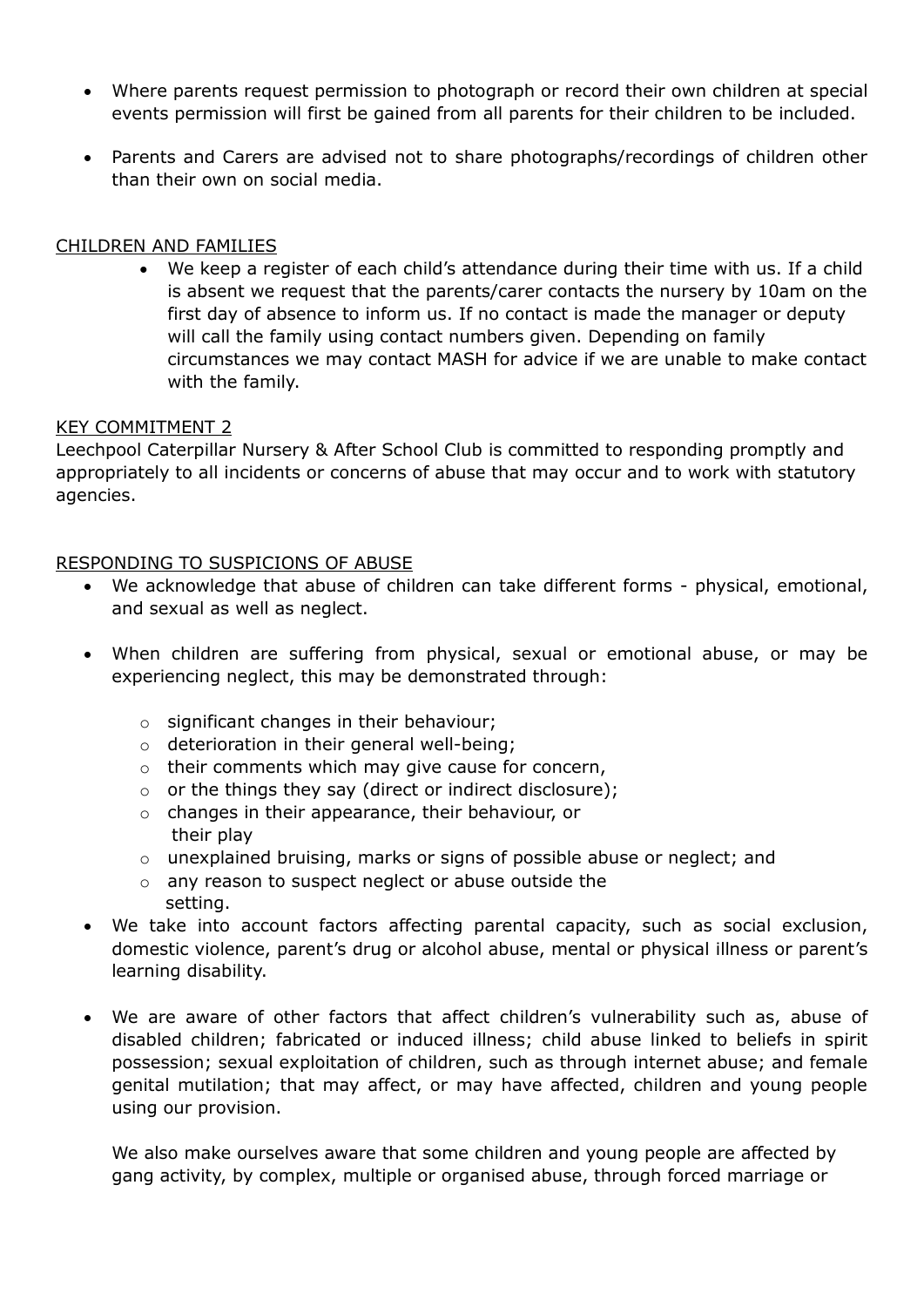- Where parents request permission to photograph or record their own children at special events permission will first be gained from all parents for their children to be included.

- Parents and Carers are advised not to share photographs/recordings of children other than their own on social media.

## CHILDREN AND FAMILIES

- We keep a register of each child's attendance during their time with us. If a child is absent we request that the parents/carer contacts the nursery by 10am on the first day of absence to inform us. If no contact is made the manager or deputy will call the family using contact numbers given. Depending on family circumstances we may contact MASH for advice if we are unable to make contact with the family.

## KEY COMMITMENT 2

Leechpool Caterpillar Nursery & After School Club is committed to responding promptly and appropriately to all incidents or concerns of abuse that may occur and to work with statutory agencies.

## RESPONDING TO SUSPICIONS OF ABUSE

- We acknowledge that abuse of children can take different forms - physical, emotional, and sexual as well as neglect.

- When children are suffering from physical, sexual or emotional abuse, or may be experiencing neglect, this may be demonstrated through:
  - significant changes in their behaviour;
  - deterioration in their general well-being;
  - their comments which may give cause for concern,
  - or the things they say (direct or indirect disclosure);
  - changes in their appearance, their behaviour, or their play
  - unexplained bruising, marks or signs of possible abuse or neglect; and
  - any reason to suspect neglect or abuse outside the setting.
- We take into account factors affecting parental capacity, such as social exclusion, domestic violence, parent's drug or alcohol abuse, mental or physical illness or parent's learning disability.

- We are aware of other factors that affect children's vulnerability such as, abuse of disabled children; fabricated or induced illness; child abuse linked to beliefs in spirit possession; sexual exploitation of children, such as through internet abuse; and female genital mutilation; that may affect, or may have affected, children and young people using our provision.

  We also make ourselves aware that some children and young people are affected by gang activity, by complex, multiple or organised abuse, through forced marriage or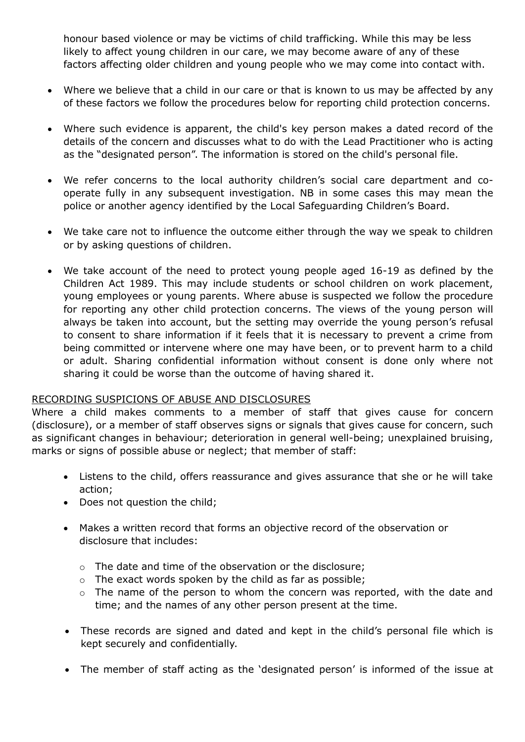honour based violence or may be victims of child trafficking. While this may be less likely to affect young children in our care, we may become aware of any of these factors affecting older children and young people who we may come into contact with.

- Where we believe that a child in our care or that is known to us may be affected by any of these factors we follow the procedures below for reporting child protection concerns.

- Where such evidence is apparent, the child's key person makes a dated record of the details of the concern and discusses what to do with the Lead Practitioner who is acting as the "designated person". The information is stored on the child's personal file.

- We refer concerns to the local authority children's social care department and co-operate fully in any subsequent investigation. NB in some cases this may mean the police or another agency identified by the Local Safeguarding Children's Board.

- We take care not to influence the outcome either through the way we speak to children or by asking questions of children.

- We take account of the need to protect young people aged 16-19 as defined by the Children Act 1989. This may include students or school children on work placement, young employees or young parents. Where abuse is suspected we follow the procedure for reporting any other child protection concerns. The views of the young person will always be taken into account, but the setting may override the young person's refusal to consent to share information if it feels that it is necessary to prevent a crime from being committed or intervene where one may have been, or to prevent harm to a child or adult. Sharing confidential information without consent is done only where not sharing it could be worse than the outcome of having shared it.

<u>RECORDING SUSPICIONS OF ABUSE AND DISCLOSURES</u>

Where a child makes comments to a member of staff that gives cause for concern (disclosure), or a member of staff observes signs or signals that gives cause for concern, such as significant changes in behaviour; deterioration in general well-being; unexplained bruising, marks or signs of possible abuse or neglect; that member of staff:

- Listens to the child, offers reassurance and gives assurance that she or he will take action;
- Does not question the child;
- Makes a written record that forms an objective record of the observation or disclosure that includes:
    - The date and time of the observation or the disclosure;
    - The exact words spoken by the child as far as possible;
    - The name of the person to whom the concern was reported, with the date and time; and the names of any other person present at the time.
- These records are signed and dated and kept in the child's personal file which is kept securely and confidentially.
- The member of staff acting as the 'designated person' is informed of the issue at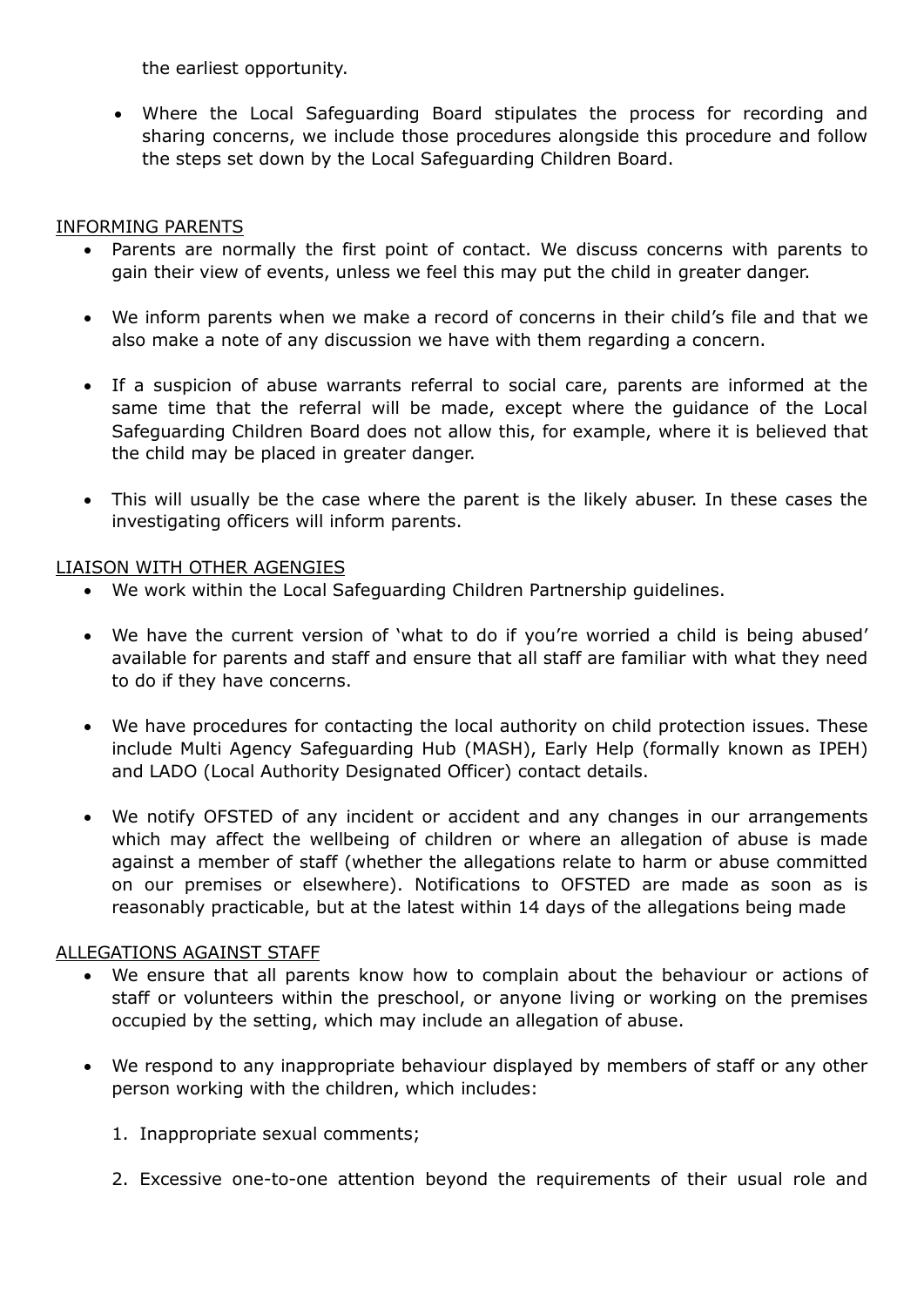the earliest opportunity.

- Where the Local Safeguarding Board stipulates the process for recording and sharing concerns, we include those procedures alongside this procedure and follow the steps set down by the Local Safeguarding Children Board.

INFORMING PARENTS

- Parents are normally the first point of contact. We discuss concerns with parents to gain their view of events, unless we feel this may put the child in greater danger.
- We inform parents when we make a record of concerns in their child's file and that we also make a note of any discussion we have with them regarding a concern.
- If a suspicion of abuse warrants referral to social care, parents are informed at the same time that the referral will be made, except where the guidance of the Local Safeguarding Children Board does not allow this, for example, where it is believed that the child may be placed in greater danger.
- This will usually be the case where the parent is the likely abuser. In these cases the investigating officers will inform parents.

LIAISON WITH OTHER AGENGIES

- We work within the Local Safeguarding Children Partnership guidelines.
- We have the current version of 'what to do if you're worried a child is being abused' available for parents and staff and ensure that all staff are familiar with what they need to do if they have concerns.
- We have procedures for contacting the local authority on child protection issues. These include Multi Agency Safeguarding Hub (MASH), Early Help (formally known as IPEH) and LADO (Local Authority Designated Officer) contact details.
- We notify OFSTED of any incident or accident and any changes in our arrangements which may affect the wellbeing of children or where an allegation of abuse is made against a member of staff (whether the allegations relate to harm or abuse committed on our premises or elsewhere). Notifications to OFSTED are made as soon as is reasonably practicable, but at the latest within 14 days of the allegations being made

ALLEGATIONS AGAINST STAFF

- We ensure that all parents know how to complain about the behaviour or actions of staff or volunteers within the preschool, or anyone living or working on the premises occupied by the setting, which may include an allegation of abuse.
- We respond to any inappropriate behaviour displayed by members of staff or any other person working with the children, which includes:

    1. Inappropriate sexual comments;
    2. Excessive one-to-one attention beyond the requirements of their usual role and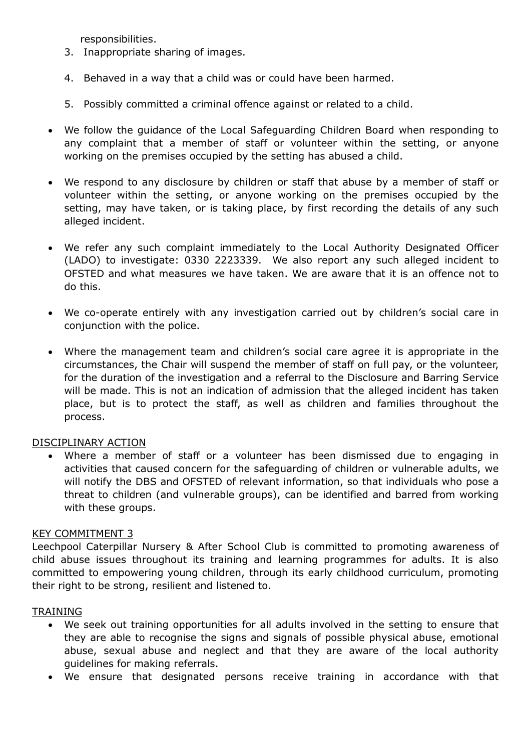responsibilities.

3. Inappropriate sharing of images.
4. Behaved in a way that a child was or could have been harmed.
5. Possibly committed a criminal offence against or related to a child.

- We follow the guidance of the Local Safeguarding Children Board when responding to any complaint that a member of staff or volunteer within the setting, or anyone working on the premises occupied by the setting has abused a child.
- We respond to any disclosure by children or staff that abuse by a member of staff or volunteer within the setting, or anyone working on the premises occupied by the setting, may have taken, or is taking place, by first recording the details of any such alleged incident.
- We refer any such complaint immediately to the Local Authority Designated Officer (LADO) to investigate: 0330 2223339. We also report any such alleged incident to OFSTED and what measures we have taken. We are aware that it is an offence not to do this.
- We co-operate entirely with any investigation carried out by children's social care in conjunction with the police.
- Where the management team and children's social care agree it is appropriate in the circumstances, the Chair will suspend the member of staff on full pay, or the volunteer, for the duration of the investigation and a referral to the Disclosure and Barring Service will be made. This is not an indication of admission that the alleged incident has taken place, but is to protect the staff, as well as children and families throughout the process.

DISCIPLINARY ACTION

- Where a member of staff or a volunteer has been dismissed due to engaging in activities that caused concern for the safeguarding of children or vulnerable adults, we will notify the DBS and OFSTED of relevant information, so that individuals who pose a threat to children (and vulnerable groups), can be identified and barred from working with these groups.

KEY COMMITMENT 3

Leechpool Caterpillar Nursery & After School Club is committed to promoting awareness of child abuse issues throughout its training and learning programmes for adults. It is also committed to empowering young children, through its early childhood curriculum, promoting their right to be strong, resilient and listened to.

TRAINING

- We seek out training opportunities for all adults involved in the setting to ensure that they are able to recognise the signs and signals of possible physical abuse, emotional abuse, sexual abuse and neglect and that they are aware of the local authority guidelines for making referrals.
- We ensure that designated persons receive training in accordance with that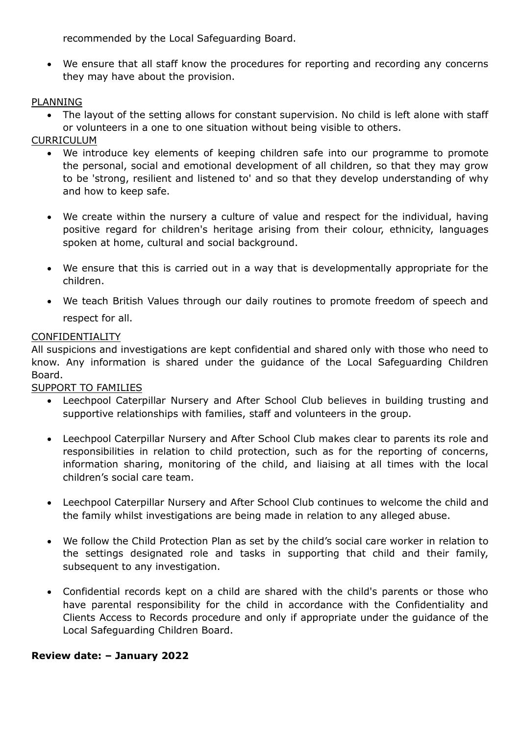recommended by the Local Safeguarding Board.

- We ensure that all staff know the procedures for reporting and recording any concerns they may have about the provision.

PLANNING

- The layout of the setting allows for constant supervision. No child is left alone with staff or volunteers in a one to one situation without being visible to others.

CURRICULUM

- We introduce key elements of keeping children safe into our programme to promote the personal, social and emotional development of all children, so that they may grow to be 'strong, resilient and listened to' and so that they develop understanding of why and how to keep safe.
- We create within the nursery a culture of value and respect for the individual, having positive regard for children's heritage arising from their colour, ethnicity, languages spoken at home, cultural and social background.
- We ensure that this is carried out in a way that is developmentally appropriate for the children.
- We teach British Values through our daily routines to promote freedom of speech and respect for all.

CONFIDENTIALITY

All suspicions and investigations are kept confidential and shared only with those who need to know. Any information is shared under the guidance of the Local Safeguarding Children Board.

SUPPORT TO FAMILIES

- Leechpool Caterpillar Nursery and After School Club believes in building trusting and supportive relationships with families, staff and volunteers in the group.
- Leechpool Caterpillar Nursery and After School Club makes clear to parents its role and responsibilities in relation to child protection, such as for the reporting of concerns, information sharing, monitoring of the child, and liaising at all times with the local children's social care team.
- Leechpool Caterpillar Nursery and After School Club continues to welcome the child and the family whilst investigations are being made in relation to any alleged abuse.
- We follow the Child Protection Plan as set by the child's social care worker in relation to the settings designated role and tasks in supporting that child and their family, subsequent to any investigation.
- Confidential records kept on a child are shared with the child's parents or those who have parental responsibility for the child in accordance with the Confidentiality and Clients Access to Records procedure and only if appropriate under the guidance of the Local Safeguarding Children Board.

**Review date: – January 2022**